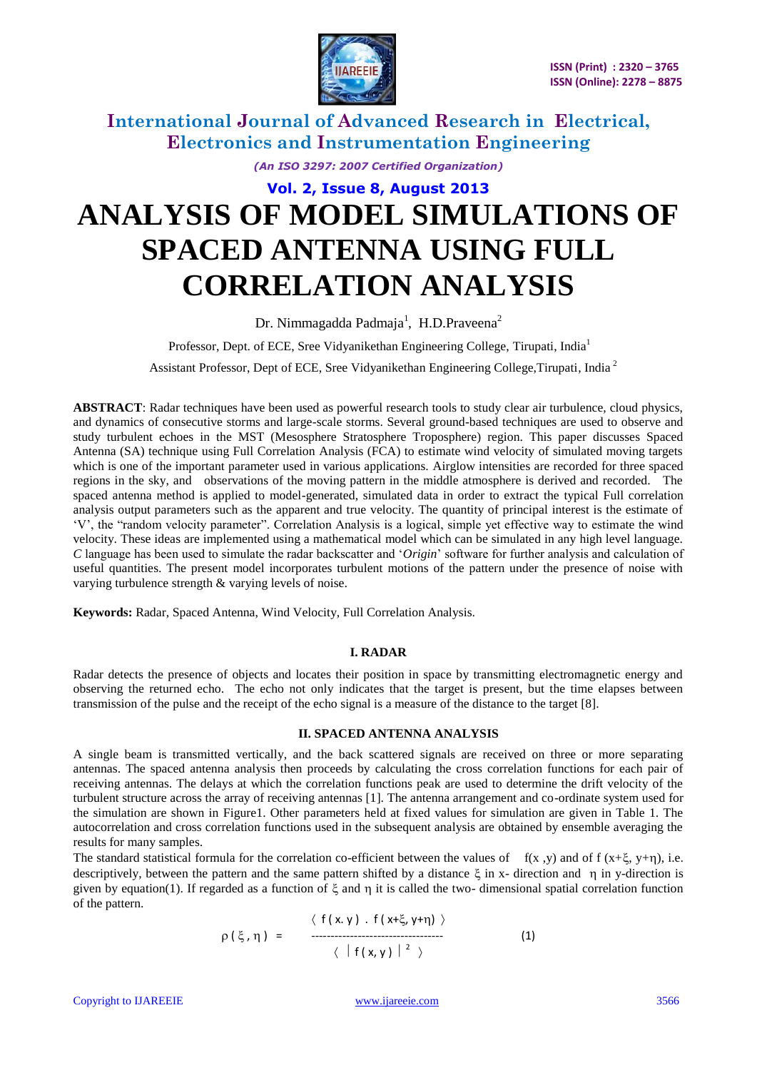# ANALYSIS OF MODEL SIMULATIONS OF SPACED ANTENNA USING FULL CORRELATION ANALYSIS

Dr. Nimmagadda Padmaja[1], H.D.Praveena[2]

Professor, Dept. of ECE, Sree Vidyanikethan Engineering College, Tirupati, India[1]

Assistant Professor, Dept of ECE, Sree Vidyanikethan Engineering College,Tirupati, India [2]

**ABSTRACT**: Radar techniques have been used as powerful research tools to study clear air turbulence, cloud physics, and dynamics of consecutive storms and large-scale storms. Several ground-based techniques are used to observe and study turbulent echoes in the MST (Mesosphere Stratosphere Troposphere) region. This paper discusses Spaced Antenna (SA) technique using Full Correlation Analysis (FCA) to estimate wind velocity of simulated moving targets which is one of the important parameter used in various applications. Airglow intensities are recorded for three spaced regions in the sky, and observations of the moving pattern in the middle atmosphere is derived and recorded. The spaced antenna method is applied to model-generated, simulated data in order to extract the typical Full correlation analysis output parameters such as the apparent and true velocity. The quantity of principal interest is the estimate of 'V', the "random velocity parameter". Correlation Analysis is a logical, simple yet effective way to estimate the wind velocity. These ideas are implemented using a mathematical model which can be simulated in any high level language. *C* language has been used to simulate the radar backscatter and '*Origin*' software for further analysis and calculation of useful quantities. The present model incorporates turbulent motions of the pattern under the presence of noise with varying turbulence strength & varying levels of noise.

**Keywords:** Radar, Spaced Antenna, Wind Velocity, Full Correlation Analysis.

## I. RADAR

Radar detects the presence of objects and locates their position in space by transmitting electromagnetic energy and observing the returned echo. The echo not only indicates that the target is present, but the time elapses between transmission of the pulse and the receipt of the echo signal is a measure of the distance to the target [8].

## II. SPACED ANTENNA ANALYSIS

A single beam is transmitted vertically, and the back scattered signals are received on three or more separating antennas. The spaced antenna analysis then proceeds by calculating the cross correlation functions for each pair of receiving antennas. The delays at which the correlation functions peak are used to determine the drift velocity of the turbulent structure across the array of receiving antennas [1]. The antenna arrangement and co-ordinate system used for the simulation are shown in Figure1. Other parameters held at fixed values for simulation are given in Table 1. The autocorrelation and cross correlation functions used in the subsequent analysis are obtained by ensemble averaging the results for many samples.

The standard statistical formula for the correlation co-efficient between the values of $f(x,y)$ and of $f(x+\xi, y+\eta)$, i.e. descriptively, between the pattern and the same pattern shifted by a distance $\xi$ in x- direction and $\eta$ in y-direction is given by equation(1). If regarded as a function of $\xi$ and $\eta$ it is called the two- dimensional spatial correlation function of the pattern.

$$\rho(\xi,\eta) = \frac{\langle f(x.y) \,.\, f(x+\xi, y+\eta) \rangle}{\langle |f(x,y)|^2 \rangle} \qquad (1)$$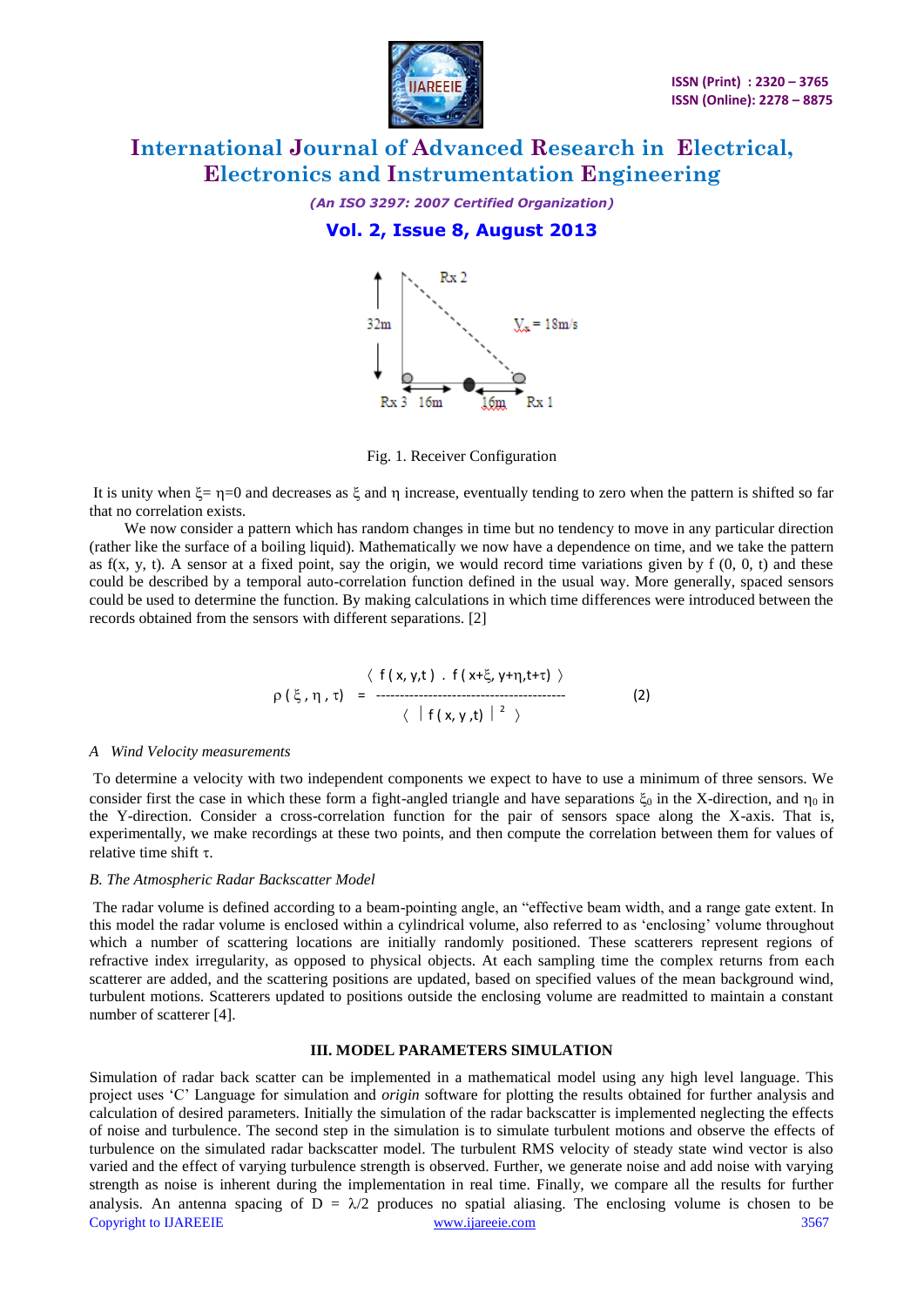Fig. 1. Receiver Configuration

It is unity when $\xi = \eta = 0$ and decreases as $\xi$ and $\eta$ increase, eventually tending to zero when the pattern is shifted so far that no correlation exists.

We now consider a pattern which has random changes in time but no tendency to move in any particular direction (rather like the surface of a boiling liquid). Mathematically we now have a dependence on time, and we take the pattern as f(x, y, t). A sensor at a fixed point, say the origin, we would record time variations given by f (0, 0, t) and these could be described by a temporal auto-correlation function defined in the usual way. More generally, spaced sensors could be used to determine the function. By making calculations in which time differences were introduced between the records obtained from the sensors with different separations. [2]

$$\rho(\xi, \eta, \tau) = \frac{\langle f(x, y, t) \cdot f(x+\xi, y+\eta, t+\tau) \rangle}{\langle |f(x, y, t)|^2 \rangle} \qquad (2)$$

*A Wind Velocity measurements*

To determine a velocity with two independent components we expect to have to use a minimum of three sensors. We consider first the case in which these form a fight-angled triangle and have separations $\xi_0$ in the X-direction, and $\eta_0$ in the Y-direction. Consider a cross-correlation function for the pair of sensors space along the X-axis. That is, experimentally, we make recordings at these two points, and then compute the correlation between them for values of relative time shift $\tau$.

*B. The Atmospheric Radar Backscatter Model*

The radar volume is defined according to a beam-pointing angle, an "effective beam width, and a range gate extent. In this model the radar volume is enclosed within a cylindrical volume, also referred to as 'enclosing' volume throughout which a number of scattering locations are initially randomly positioned. These scatterers represent regions of refractive index irregularity, as opposed to physical objects. At each sampling time the complex returns from each scatterer are added, and the scattering positions are updated, based on specified values of the mean background wind, turbulent motions. Scatterers updated to positions outside the enclosing volume are readmitted to maintain a constant number of scatterer [4].

## III. MODEL PARAMETERS SIMULATION

Simulation of radar back scatter can be implemented in a mathematical model using any high level language. This project uses 'C' Language for simulation and *origin* software for plotting the results obtained for further analysis and calculation of desired parameters. Initially the simulation of the radar backscatter is implemented neglecting the effects of noise and turbulence. The second step in the simulation is to simulate turbulent motions and observe the effects of turbulence on the simulated radar backscatter model. The turbulent RMS velocity of steady state wind vector is also varied and the effect of varying turbulence strength is observed. Further, we generate noise and add noise with varying strength as noise is inherent during the implementation in real time. Finally, we compare all the results for further analysis. An antenna spacing of $D = \lambda/2$ produces no spatial aliasing. The enclosing volume is chosen to be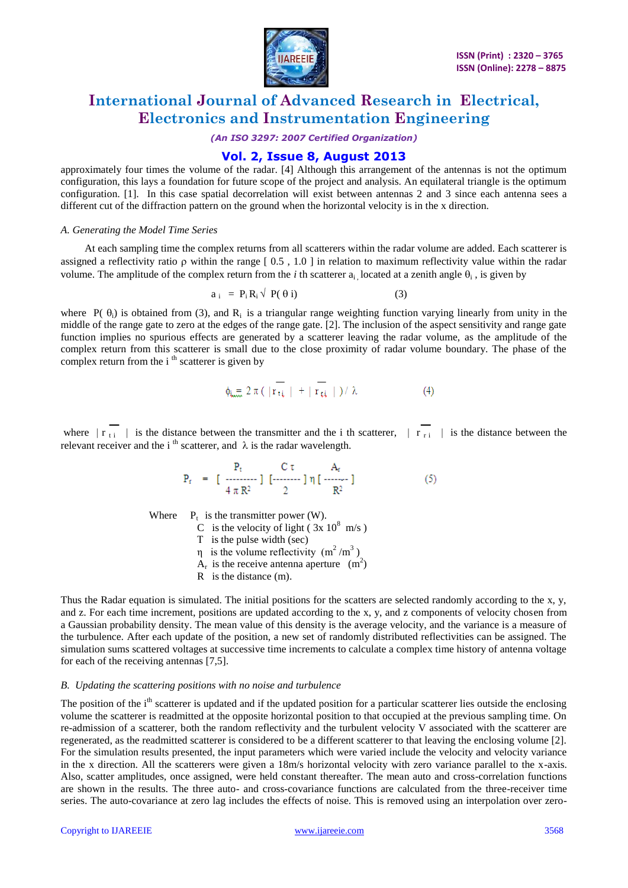approximately four times the volume of the radar. [4] Although this arrangement of the antennas is not the optimum configuration, this lays a foundation for future scope of the project and analysis. An equilateral triangle is the optimum configuration. [1]. In this case spatial decorrelation will exist between antennas 2 and 3 since each antenna sees a different cut of the diffraction pattern on the ground when the horizontal velocity is in the x direction.

### *A. Generating the Model Time Series*

At each sampling time the complex returns from all scatterers within the radar volume are added. Each scatterer is assigned a reflectivity ratio $\rho$ within the range [ 0.5 , 1.0 ] in relation to maximum reflectivity value within the radar volume. The amplitude of the complex return from the *i* th scatterer $a_i$ located at a zenith angle $\theta_i$ , is given by

$$a_i = P_i R_i \sqrt{P(\theta i)} \qquad (3)$$

where $P(\theta_i)$ is obtained from (3), and $R_i$ is a triangular range weighting function varying linearly from unity in the middle of the range gate to zero at the edges of the range gate. [2]. The inclusion of the aspect sensitivity and range gate function implies no spurious effects are generated by a scatterer leaving the radar volume, as the amplitude of the complex return from this scatterer is small due to the close proximity of radar volume boundary. The phase of the complex return from the i th scatterer is given by

$$\phi_i = 2\pi ( |\overline{r_{ti}}| + |\overline{r_{ri}}| ) / \lambda \qquad (4)$$

where $|\overline{r_{ti}}|$ is the distance between the transmitter and the i th scatterer, $|\overline{r_{ri}}|$ is the distance between the relevant receiver and the i th scatterer, and $\lambda$ is the radar wavelength.

$$P_r = \left[ \frac{P_t}{4\pi R^2} \right] \left[ \frac{C\tau}{2} \right] \eta \left[ \frac{A_r}{R^2} \right] \qquad (5)$$

Where $P_t$ is the transmitter power (W).
C is the velocity of light ( $3 \times 10^8$ m/s )
T is the pulse width (sec)
$\eta$ is the volume reflectivity ($m^2/m^3$)
$A_r$ is the receive antenna aperture ($m^2$)
R is the distance (m).

Thus the Radar equation is simulated. The initial positions for the scatters are selected randomly according to the x, y, and z. For each time increment, positions are updated according to the x, y, and z components of velocity chosen from a Gaussian probability density. The mean value of this density is the average velocity, and the variance is a measure of the turbulence. After each update of the position, a new set of randomly distributed reflectivities can be assigned. The simulation sums scattered voltages at successive time increments to calculate a complex time history of antenna voltage for each of the receiving antennas [7,5].

### *B. Updating the scattering positions with no noise and turbulence*

The position of the ith scatterer is updated and if the updated position for a particular scatterer lies outside the enclosing volume the scatterer is readmitted at the opposite horizontal position to that occupied at the previous sampling time. On re-admission of a scatterer, both the random reflectivity and the turbulent velocity V associated with the scatterer are regenerated, as the readmitted scatterer is considered to be a different scatterer to that leaving the enclosing volume [2]. For the simulation results presented, the input parameters which were varied include the velocity and velocity variance in the x direction. All the scatterers were given a 18m/s horizontal velocity with zero variance parallel to the x-axis. Also, scatter amplitudes, once assigned, were held constant thereafter. The mean auto and cross-correlation functions are shown in the results. The three auto- and cross-covariance functions are calculated from the three-receiver time series. The auto-covariance at zero lag includes the effects of noise. This is removed using an interpolation over zero-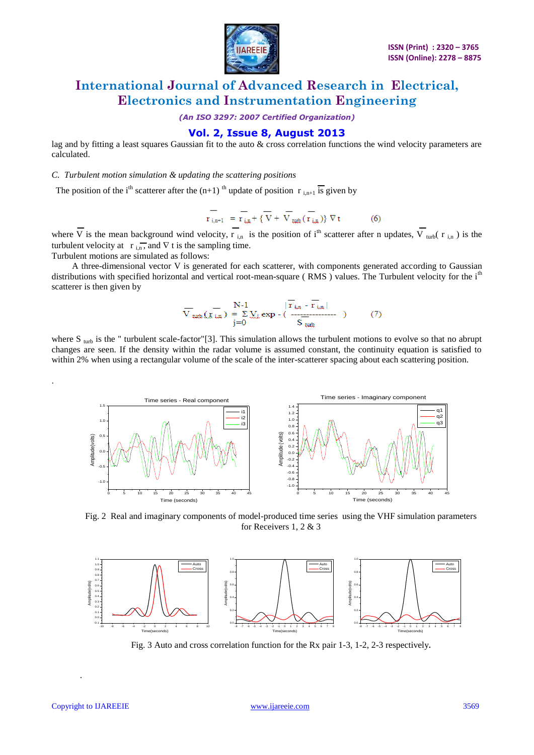lag and by fitting a least squares Gaussian fit to the auto & cross correlation functions the wind velocity parameters are calculated.

*C. Turbulent motion simulation & updating the scattering positions*

The position of the i[th] scatterer after the (n+1) [th] update of position $\overline{r}_{i,n+1}$ is given by

$$\overline{r}_{i,n+1} = \overline{r}_{i,n} + \{ \overline{V} + \overline{V}_{turb} ( \overline{r}_{i,n} )\} \nabla t \qquad (6)$$

where $\overline{V}$ is the mean background wind velocity, $\overline{r}_{i,n}$ is the position of i[th] scatterer after n updates, $\overline{V}_{turb}( r_{i,n} )$ is the turbulent velocity at $\overline{r}_{i,n}$, and $\nabla t$ is the sampling time.

Turbulent motions are simulated as follows:

A three-dimensional vector V is generated for each scatterer, with components generated according to Gaussian distributions with specified horizontal and vertical root-mean-square ( RMS ) values. The Turbulent velocity for the i[th] scatterer is then given by

$$\overline{V}_{turb} ( \overline{r}_{i,n} ) = \sum_{j=0}^{N-1} \overline{V}_j \exp - \left( \frac{| \overline{r}_{i,n} - \overline{r}_{i,n} |}{S_{turb}} \right) \qquad (7)$$

where $S_{turb}$ is the " turbulent scale-factor"[3]. This simulation allows the turbulent motions to evolve so that no abrupt changes are seen. If the density within the radar volume is assumed constant, the continuity equation is satisfied to within 2% when using a rectangular volume of the scale of the inter-scatterer spacing about each scattering position.

Fig. 2 Real and imaginary components of model-produced time series using the VHF simulation parameters for Receivers 1, 2 & 3

Fig. 3 Auto and cross correlation function for the Rx pair 1-3, 1-2, 2-3 respectively.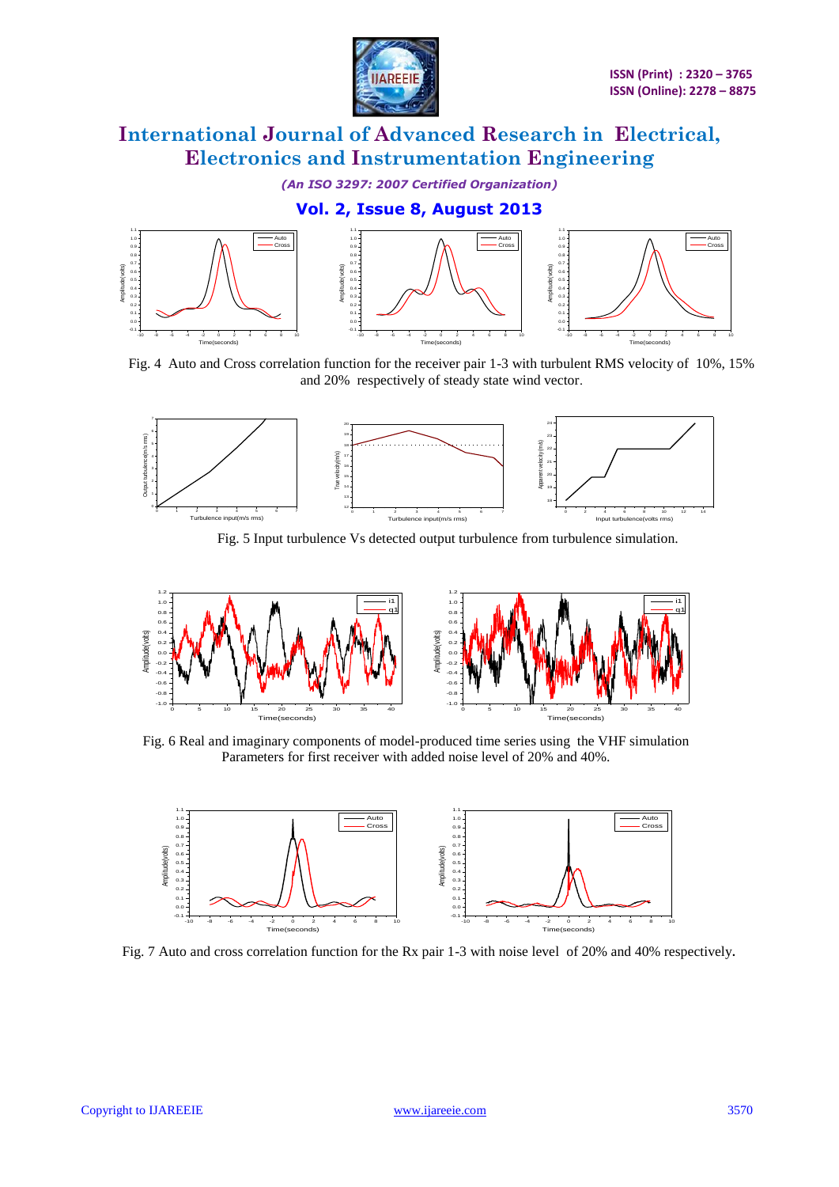Fig. 4 Auto and Cross correlation function for the receiver pair 1-3 with turbulent RMS velocity of 10%, 15% and 20% respectively of steady state wind vector.

Fig. 5 Input turbulence Vs detected output turbulence from turbulence simulation.

Fig. 6 Real and imaginary components of model-produced time series using the VHF simulation Parameters for first receiver with added noise level of 20% and 40%.

Fig. 7 Auto and cross correlation function for the Rx pair 1-3 with noise level of 20% and 40% respectively.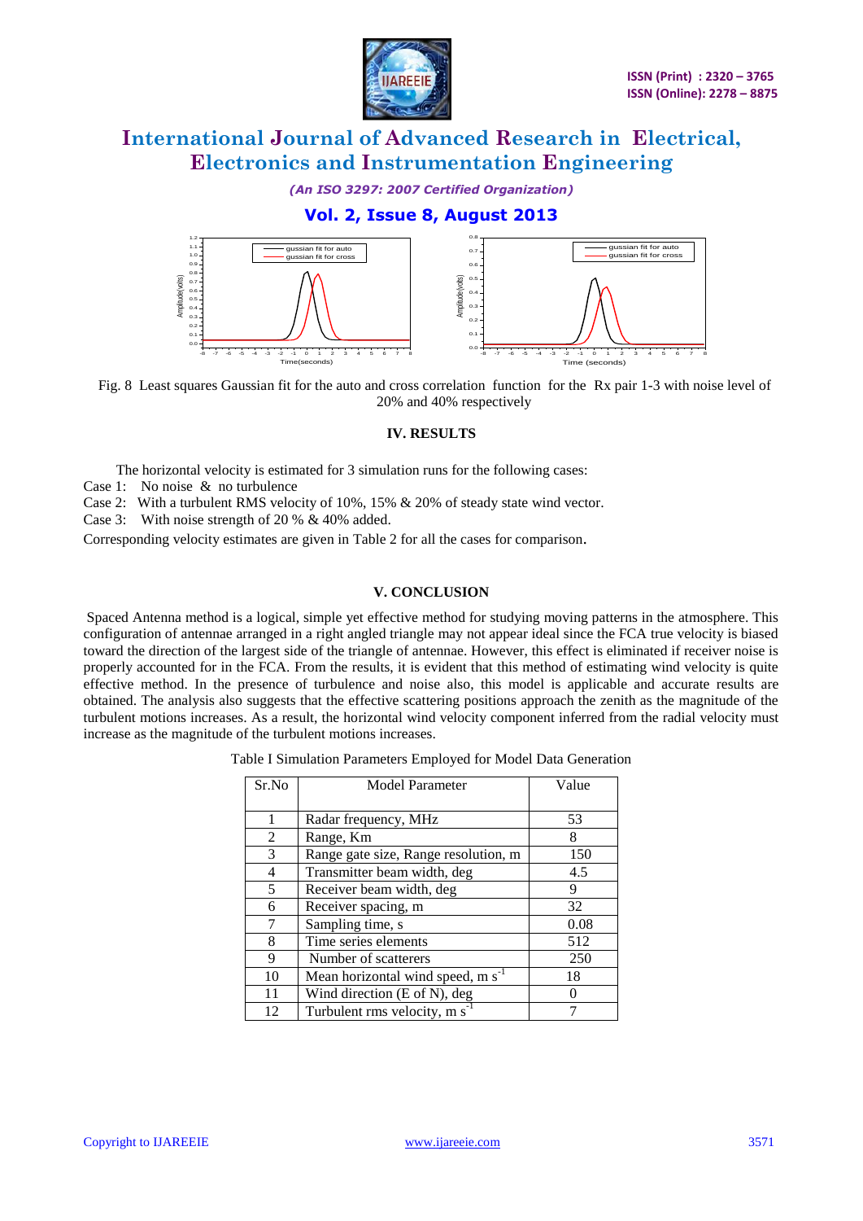Fig. 8 Least squares Gaussian fit for the auto and cross correlation function for the Rx pair 1-3 with noise level of 20% and 40% respectively

## IV. RESULTS

The horizontal velocity is estimated for 3 simulation runs for the following cases:

Case 1: No noise & no turbulence

Case 2: With a turbulent RMS velocity of 10%, 15% & 20% of steady state wind vector.

Case 3: With noise strength of 20 % & 40% added.

Corresponding velocity estimates are given in Table 2 for all the cases for comparison.

## V. CONCLUSION

Spaced Antenna method is a logical, simple yet effective method for studying moving patterns in the atmosphere. This configuration of antennae arranged in a right angled triangle may not appear ideal since the FCA true velocity is biased toward the direction of the largest side of the triangle of antennae. However, this effect is eliminated if receiver noise is properly accounted for in the FCA. From the results, it is evident that this method of estimating wind velocity is quite effective method. In the presence of turbulence and noise also, this model is applicable and accurate results are obtained. The analysis also suggests that the effective scattering positions approach the zenith as the magnitude of the turbulent motions increases. As a result, the horizontal wind velocity component inferred from the radial velocity must increase as the magnitude of the turbulent motions increases.

Table I Simulation Parameters Employed for Model Data Generation

| Sr.No | Model Parameter | Value |
|---|---|---|
| 1 | Radar frequency, MHz | 53 |
| 2 | Range, Km | 8 |
| 3 | Range gate size, Range resolution, m | 150 |
| 4 | Transmitter beam width, deg | 4.5 |
| 5 | Receiver beam width, deg | 9 |
| 6 | Receiver spacing, m | 32 |
| 7 | Sampling time, s | 0.08 |
| 8 | Time series elements | 512 |
| 9 | Number of scatterers | 250 |
| 10 | Mean horizontal wind speed, m $s^{-1}$ | 18 |
| 11 | Wind direction (E of N), deg | 0 |
| 12 | Turbulent rms velocity, m $s^{-1}$ | 7 |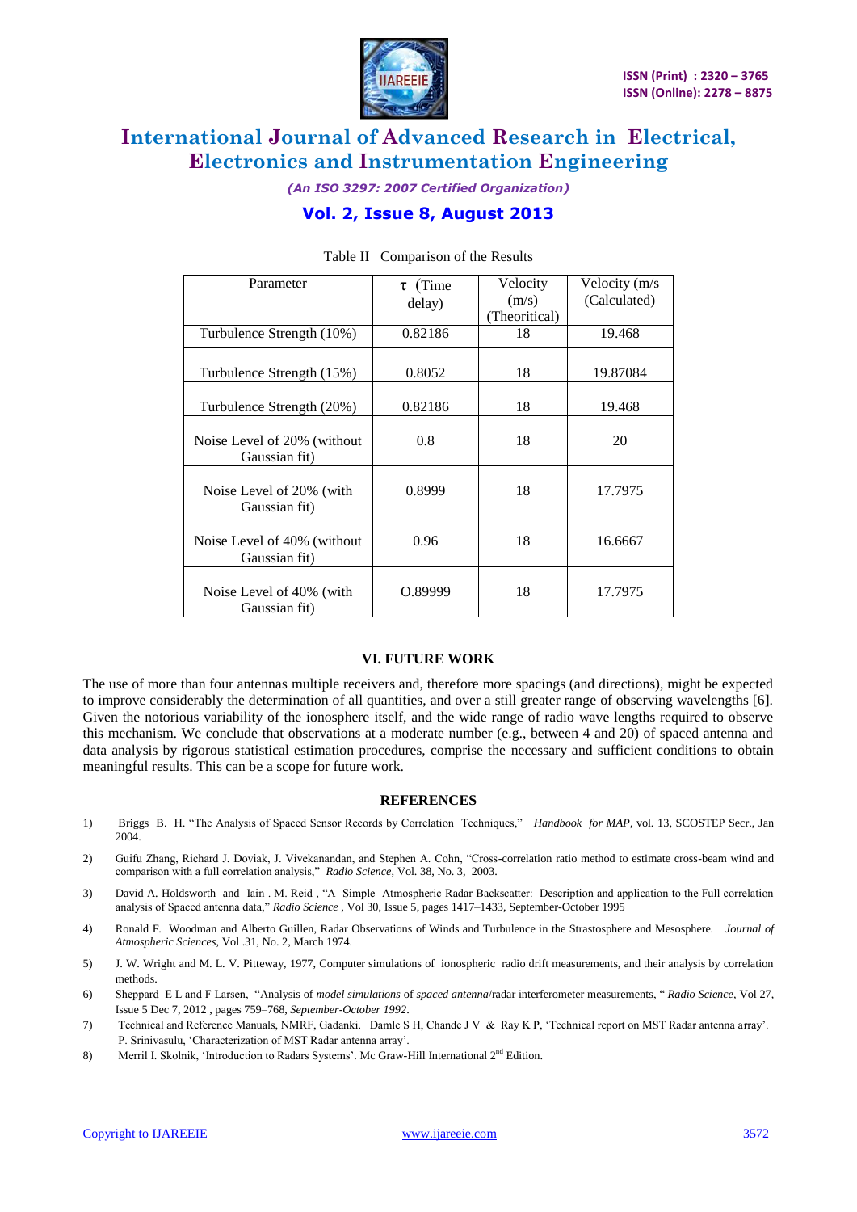Table II Comparison of the Results

| Parameter | τ (Time delay) | Velocity (m/s) (Theoritical) | Velocity (m/s (Calculated) |
|---|---|---|---|
| Turbulence Strength (10%) | 0.82186 | 18 | 19.468 |
| Turbulence Strength (15%) | 0.8052 | 18 | 19.87084 |
| Turbulence Strength (20%) | 0.82186 | 18 | 19.468 |
| Noise Level of 20% (without Gaussian fit) | 0.8 | 18 | 20 |
| Noise Level of 20% (with Gaussian fit) | 0.8999 | 18 | 17.7975 |
| Noise Level of 40% (without Gaussian fit) | 0.96 | 18 | 16.6667 |
| Noise Level of 40% (with Gaussian fit) | O.89999 | 18 | 17.7975 |

## VI. FUTURE WORK

The use of more than four antennas multiple receivers and, therefore more spacings (and directions), might be expected to improve considerably the determination of all quantities, and over a still greater range of observing wavelengths [6]. Given the notorious variability of the ionosphere itself, and the wide range of radio wave lengths required to observe this mechanism. We conclude that observations at a moderate number (e.g., between 4 and 20) of spaced antenna and data analysis by rigorous statistical estimation procedures, comprise the necessary and sufficient conditions to obtain meaningful results. This can be a scope for future work.

## REFERENCES

1) Briggs B. H. "The Analysis of Spaced Sensor Records by Correlation Techniques," *Handbook for MAP*, vol. 13, SCOSTEP Secr., Jan 2004.
2) Guifu Zhang, Richard J. Doviak, J. Vivekanandan, and Stephen A. Cohn, "Cross-correlation ratio method to estimate cross-beam wind and comparison with a full correlation analysis," *Radio Science*, Vol. 38, No. 3, 2003.
3) David A. Holdsworth and Iain . M. Reid , "A Simple Atmospheric Radar Backscatter: Description and application to the Full correlation analysis of Spaced antenna data," *Radio Science* , Vol 30, Issue 5, pages 1417–1433, September-October 1995
4) Ronald F. Woodman and Alberto Guillen, Radar Observations of Winds and Turbulence in the Strastosphere and Mesosphere. *Journal of Atmospheric Sciences*, Vol .31, No. 2, March 1974.
5) J. W. Wright and M. L. V. Pitteway, 1977, Computer simulations of ionospheric radio drift measurements, and their analysis by correlation methods.
6) Sheppard E L and F Larsen, "Analysis of *model simulations* of *spaced antenna*/radar interferometer measurements, " *Radio Science*, Vol 27, Issue 5 Dec 7, 2012 , pages 759–768, *September-October 1992*.
7) Technical and Reference Manuals, NMRF, Gadanki. Damle S H, Chande J V & Ray K P, 'Technical report on MST Radar antenna array'. P. Srinivasulu, 'Characterization of MST Radar antenna array'.
8) Merril I. Skolnik, 'Introduction to Radars Systems'. Mc Graw-Hill International 2nd Edition.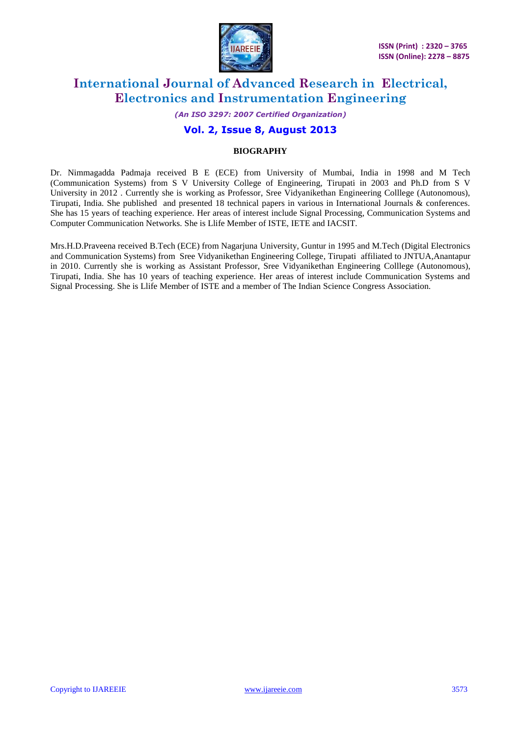## BIOGRAPHY

Dr. Nimmagadda Padmaja received B E (ECE) from University of Mumbai, India in 1998 and M Tech (Communication Systems) from S V University College of Engineering, Tirupati in 2003 and Ph.D from S V University in 2012 . Currently she is working as Professor, Sree Vidyanikethan Engineering Colllege (Autonomous), Tirupati, India. She published and presented 18 technical papers in various in International Journals & conferences. She has 15 years of teaching experience. Her areas of interest include Signal Processing, Communication Systems and Computer Communication Networks. She is Llife Member of ISTE, IETE and IACSIT.

Mrs.H.D.Praveena received B.Tech (ECE) from Nagarjuna University, Guntur in 1995 and M.Tech (Digital Electronics and Communication Systems) from Sree Vidyanikethan Engineering College, Tirupati affiliated to JNTUA,Anantapur in 2010. Currently she is working as Assistant Professor, Sree Vidyanikethan Engineering Colllege (Autonomous), Tirupati, India. She has 10 years of teaching experience. Her areas of interest include Communication Systems and Signal Processing. She is Llife Member of ISTE and a member of The Indian Science Congress Association.